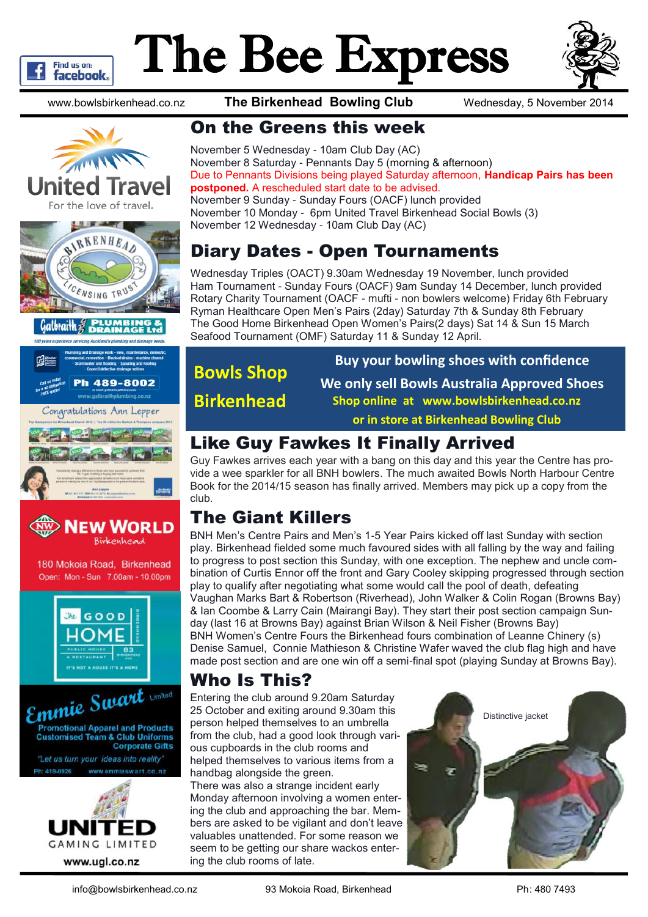# The Bee Express

www.bowlsbirkenhead.co.nz **The Birkenhead Bowling Club** Wednesday, 5 November 2014

## On the Greens this week

November 5 Wednesday - 10am Club Day (AC)
November 8 Saturday - Pennants Day 5 (morning & afternoon)
Due to Pennants Divisions being played Saturday afternoon, **Handicap Pairs has been postponed.** A rescheduled start date to be advised.
November 9 Sunday - Sunday Fours (OACF) lunch provided
November 10 Monday - 6pm United Travel Birkenhead Social Bowls (3)
November 12 Wednesday - 10am Club Day (AC)

## Diary Dates - Open Tournaments

Wednesday Triples (OACT) 9.30am Wednesday 19 November, lunch provided
Ham Tournament - Sunday Fours (OACF) 9am Sunday 14 December, lunch provided
Rotary Charity Tournament (OACF - mufti - non bowlers welcome) Friday 6th February
Ryman Healthcare Open Men's Pairs (2day) Saturday 7th & Sunday 8th February
The Good Home Birkenhead Open Women's Pairs(2 days) Sat 14 & Sun 15 March
Seafood Tournament (OMF) Saturday 11 & Sunday 12 April.

**Bowls Shop Birkenhead**

**Buy your bowling shoes with confidence**
**We only sell Bowls Australia Approved Shoes**
**Shop online at www.bowlsbirkenhead.co.nz**
**or in store at Birkenhead Bowling Club**

## Like Guy Fawkes It Finally Arrived

Guy Fawkes arrives each year with a bang on this day and this year the Centre has provide a wee sparkler for all BNH bowlers. The much awaited Bowls North Harbour Centre Book for the 2014/15 season has finally arrived. Members may pick up a copy from the club.

## The Giant Killers

BNH Men's Centre Pairs and Men's 1-5 Year Pairs kicked off last Sunday with section play. Birkenhead fielded some much favoured sides with all falling by the way and failing to progress to post section this Sunday, with one exception. The nephew and uncle combination of Curtis Ennor off the front and Gary Cooley skipping progressed through section play to qualify after negotiating what some would call the pool of death, defeating Vaughan Marks Bart & Robertson (Riverhead), John Walker & Colin Rogan (Browns Bay) & Ian Coombe & Larry Cain (Mairangi Bay). They start their post section campaign Sunday (last 16 at Browns Bay) against Brian Wilson & Neil Fisher (Browns Bay)
BNH Women's Centre Fours the Birkenhead fours combination of Leanne Chinery (s) Denise Samuel, Connie Mathieson & Christine Wafer waved the club flag high and have made post section and are one win off a semi-final spot (playing Sunday at Browns Bay).

## Who Is This?

Entering the club around 9.20am Saturday 25 October and exiting around 9.30am this person helped themselves to an umbrella from the club, had a good look through various cupboards in the club rooms and helped themselves to various items from a handbag alongside the green.
There was also a strange incident early Monday afternoon involving a women entering the club and approaching the bar. Members are asked to be vigilant and don't leave valuables unattended. For some reason we seem to be getting our share wackos entering the club rooms of late.

Distinctive jacket

United Travel — For the love of travel.

Birkenhead Licensing Trust

Galbraith Plumbing & Drainage Ltd — 100 years experience servicing Auckland's plumbing and drainage needs. Ph 489-8002 www.galbraithplumbing.co.nz

Congratulations Ann Lepper

New World Birkenhead — 180 Mokoia Road, Birkenhead. Open: Mon - Sun 7.00am - 10.00pm

The Good Home — Public House & Restaurant — 83 Birkenhead Ave — It's not a house it's a home

Emmie Swart Limited — Promotional Apparel and Products, Customised Team & Club Uniforms, Corporate Gifts. "Let us turn your ideas into reality" Ph: 419-0926 www.emmieswart.co.nz

United Gaming Limited — www.ugl.co.nz

info@bowlsbirkenhead.co.nz 93 Mokoia Road, Birkenhead Ph: 480 7493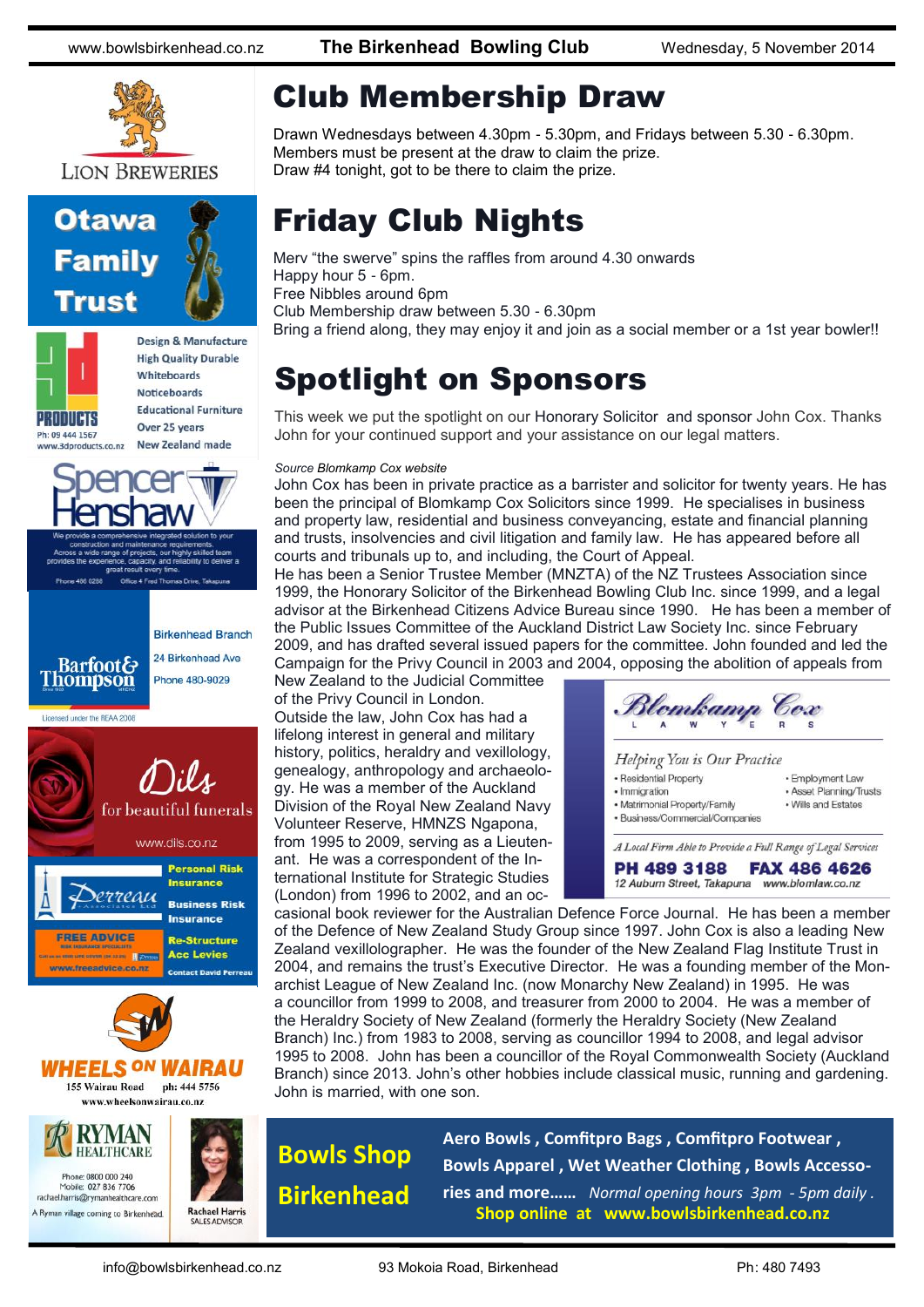# Club Membership Draw

Drawn Wednesdays between 4.30pm - 5.30pm, and Fridays between 5.30 - 6.30pm. Members must be present at the draw to claim the prize.
Draw #4 tonight, got to be there to claim the prize.

# Friday Club Nights

Merv "the swerve" spins the raffles from around 4.30 onwards
Happy hour 5 - 6pm.
Free Nibbles around 6pm
Club Membership draw between 5.30 - 6.30pm
Bring a friend along, they may enjoy it and join as a social member or a 1st year bowler!!

# Spotlight on Sponsors

This week we put the spotlight on our Honorary Solicitor and sponsor John Cox. Thanks John for your continued support and your assistance on our legal matters.

*Source Blomkamp Cox website*

John Cox has been in private practice as a barrister and solicitor for twenty years. He has been the principal of Blomkamp Cox Solicitors since 1999. He specialises in business and property law, residential and business conveyancing, estate and financial planning and trusts, insolvencies and civil litigation and family law. He has appeared before all courts and tribunals up to, and including, the Court of Appeal.

He has been a Senior Trustee Member (MNZTA) of the NZ Trustees Association since 1999, the Honorary Solicitor of the Birkenhead Bowling Club Inc. since 1999, and a legal advisor at the Birkenhead Citizens Advice Bureau since 1990. He has been a member of the Public Issues Committee of the Auckland District Law Society Inc. since February 2009, and has drafted several issued papers for the committee. John founded and led the Campaign for the Privy Council in 2003 and 2004, opposing the abolition of appeals from New Zealand to the Judicial Committee of the Privy Council in London.

Outside the law, John Cox has had a lifelong interest in general and military history, politics, heraldry and vexillology, genealogy, anthropology and archaeology. He was a member of the Auckland Division of the Royal New Zealand Navy Volunteer Reserve, HMNZS Ngapona, from 1995 to 2009, serving as a Lieutenant. He was a correspondent of the International Institute for Strategic Studies (London) from 1996 to 2002, and an occasional book reviewer for the Australian Defence Force Journal. He has been a member of the Defence of New Zealand Study Group since 1997. John Cox is also a leading New Zealand vexillolographer. He was the founder of the New Zealand Flag Institute Trust in 2004, and remains the trust's Executive Director. He was a founding member of the Monarchist League of New Zealand Inc. (now Monarchy New Zealand) in 1995. He was a councillor from 1999 to 2008, and treasurer from 2000 to 2004. He was a member of the Heraldry Society of New Zealand (formerly the Heraldry Society (New Zealand Branch) Inc.) from 1983 to 2008, serving as councillor 1994 to 2008, and legal advisor 1995 to 2008. John has been a councillor of the Royal Commonwealth Society (Auckland Branch) since 2013. John's other hobbies include classical music, running and gardening. John is married, with one son.

**Blomkamp Cox**
LAWYERS

*Helping You is Our Practice*

- Residential Property
- Immigration
- Matrimonial Property/Family
- Business/Commercial/Companies
- Employment Law
- Asset Planning/Trusts
- Wills and Estates

*A Local Firm Able to Provide a Full Range of Legal Services*

**PH 489 3188 FAX 486 4626**
12 Auburn Street, Takapuna www.blomlaw.co.nz

**Bowls Shop Birkenhead**

**Aero Bowls , Comfitpro Bags , Comfitpro Footwear , Bowls Apparel , Wet Weather Clothing , Bowls Accessories and more……** *Normal opening hours 3pm - 5pm daily .*
**Shop online at www.bowlsbirkenhead.co.nz**

LION BREWERIES

Otawa Family Trust

3D PRODUCTS
Ph: 09 444 1567
www.3dproducts.co.nz
Design & Manufacture
High Quality Durable
Whiteboards
Noticeboards
Educational Furniture
Over 25 years
New Zealand made

Spencer Henshaw
We provide a comprehensive integrated solution to your construction and maintenance requirements. Across a wide range of projects, our highly skilled team provides the experience, capacity, and reliability to deliver a great result every time.
Phone 486 0288 Office 4 Fred Thomas Drive, Takapuna

Barfoot & Thompson
Birkenhead Branch
24 Birkenhead Ave
Phone 480-9029
Licensed under the REAA 2008

Dils for beautiful funerals
www.dils.co.nz

Perreau Associates Ltd
Personal Risk Insurance
Business Risk Insurance
Re-Structure Acc Levies
FREE ADVICE
www.freeadvice.co.nz
Contact David Perreau

WHEELS ON WAIRAU
155 Wairau Road ph: 444 5756
www.wheelsonwairau.co.nz

RYMAN HEALTHCARE
Phone: 0800 000 240
Mobile: 027 836 7706
rachael.harris@rymanhealthcare.com
A Ryman village coming to Birkenhead.
Rachael Harris
SALES ADVISOR